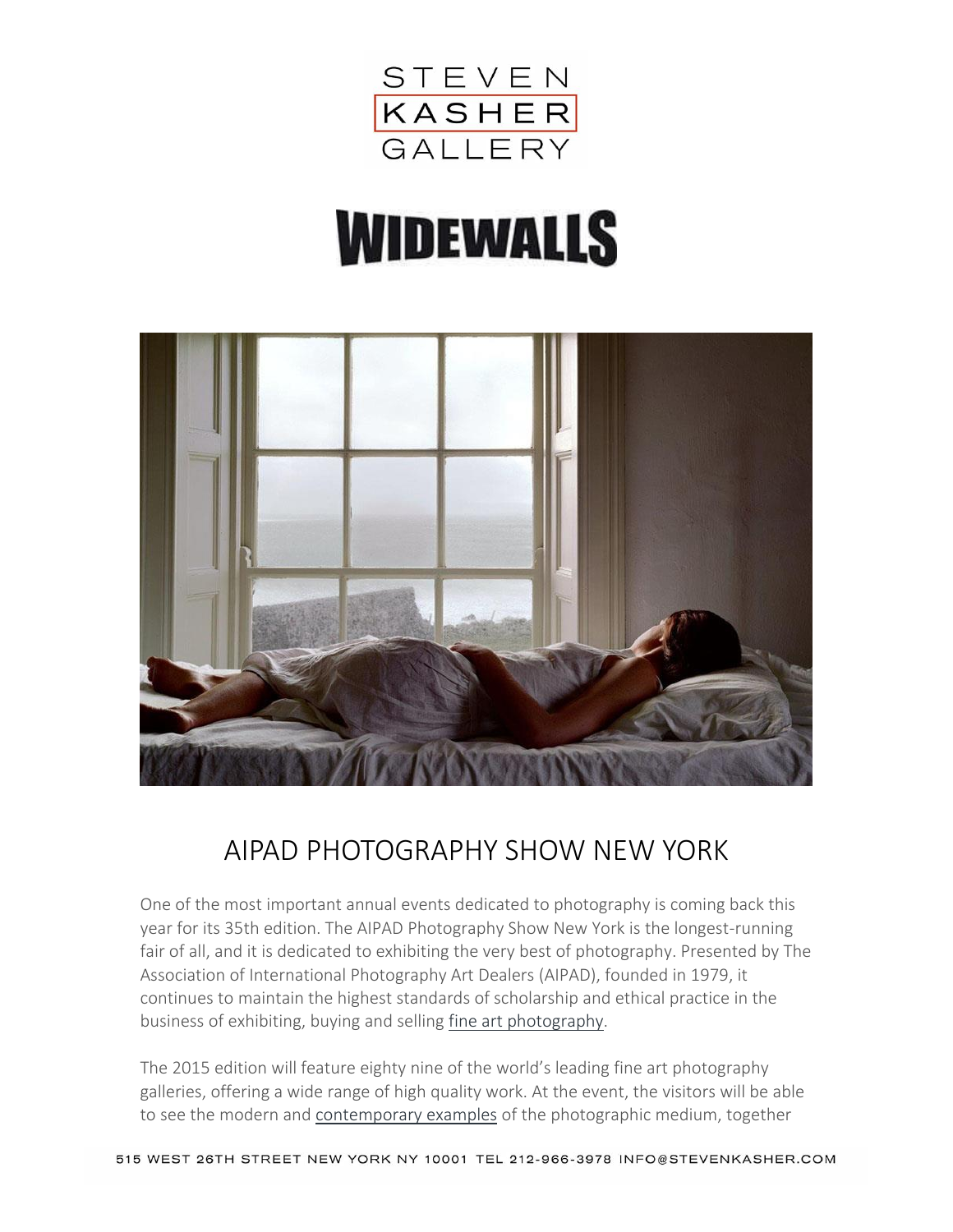STEVEN KASHER GALLERY

WIDEWALLS

# AIPAD PHOTOGRAPHY SHOW NEW YORK

One of the most important annual events dedicated to photography is coming back this year for its 35th edition. The AIPAD Photography Show New York is the longest-running fair of all, and it is dedicated to exhibiting the very best of photography. Presented by The Association of International Photography Art Dealers (AIPAD), founded in 1979, it continues to maintain the highest standards of scholarship and ethical practice in the business of exhibiting, buying and selling fine art photography.

The 2015 edition will feature eighty nine of the world's leading fine art photography galleries, offering a wide range of high quality work. At the event, the visitors will be able to see the modern and contemporary examples of the photographic medium, together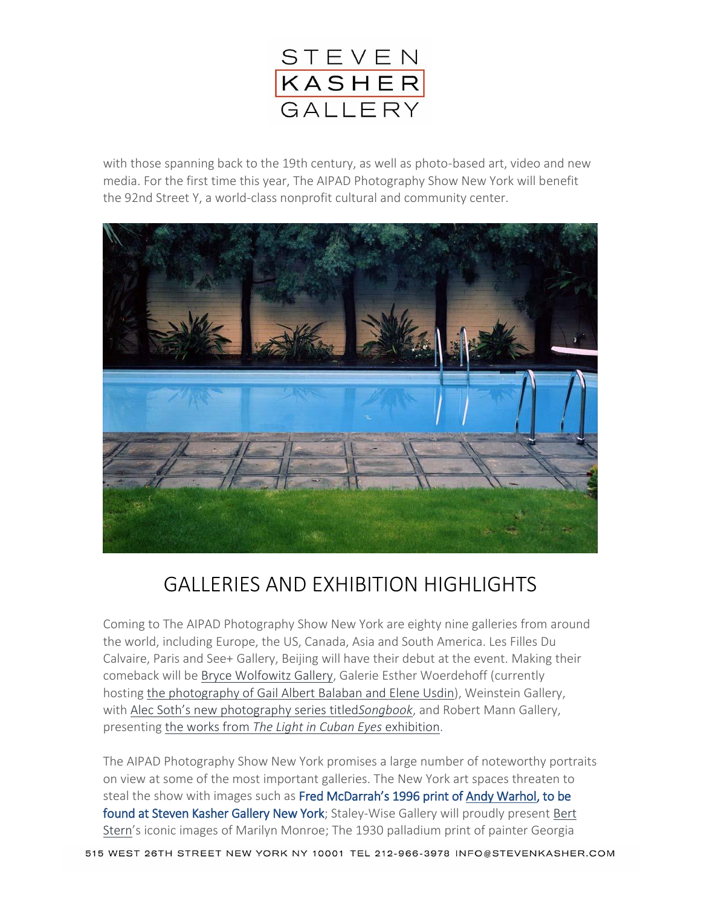with those spanning back to the 19th century, as well as photo-based art, video and new media. For the first time this year, The AIPAD Photography Show New York will benefit the 92nd Street Y, a world-class nonprofit cultural and community center.

## GALLERIES AND EXHIBITION HIGHLIGHTS

Coming to The AIPAD Photography Show New York are eighty nine galleries from around the world, including Europe, the US, Canada, Asia and South America. Les Filles Du Calvaire, Paris and See+ Gallery, Beijing will have their debut at the event. Making their comeback will be Bryce Wolfowitz Gallery, Galerie Esther Woerdehoff (currently hosting the photography of Gail Albert Balaban and Elene Usdin), Weinstein Gallery, with Alec Soth's new photography series titled*Songbook*, and Robert Mann Gallery, presenting the works from *The Light in Cuban Eyes* exhibition.

The AIPAD Photography Show New York promises a large number of noteworthy portraits on view at some of the most important galleries. The New York art spaces threaten to steal the show with images such as Fred McDarrah's 1996 print of Andy Warhol, to be found at Steven Kasher Gallery New York; Staley-Wise Gallery will proudly present Bert Stern's iconic images of Marilyn Monroe; The 1930 palladium print of painter Georgia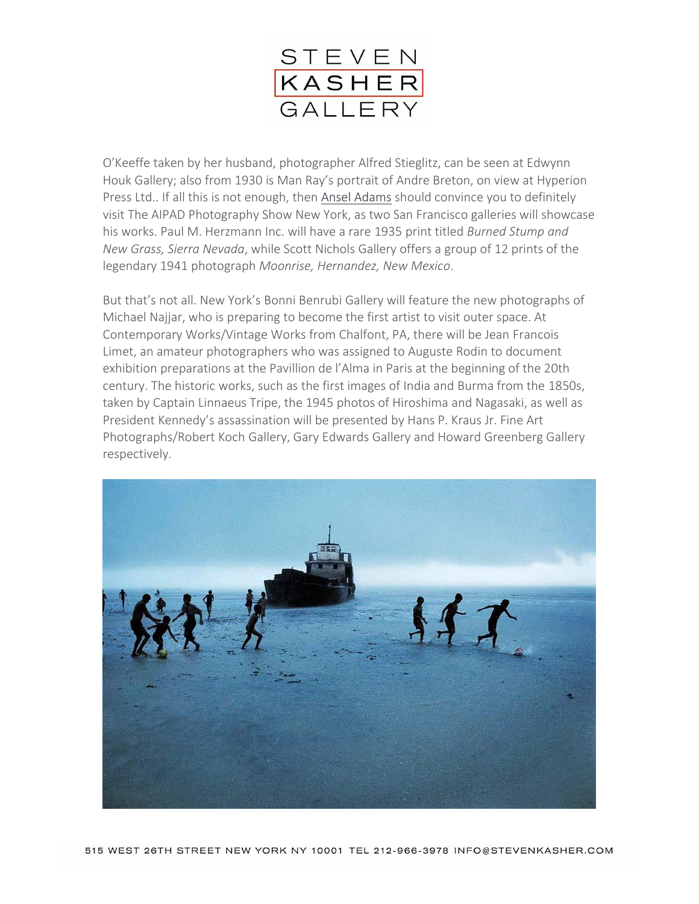O'Keeffe taken by her husband, photographer Alfred Stieglitz, can be seen at Edwynn Houk Gallery; also from 1930 is Man Ray's portrait of Andre Breton, on view at Hyperion Press Ltd.. If all this is not enough, then Ansel Adams should convince you to definitely visit The AIPAD Photography Show New York, as two San Francisco galleries will showcase his works. Paul M. Herzmann Inc. will have a rare 1935 print titled *Burned Stump and New Grass, Sierra Nevada*, while Scott Nichols Gallery offers a group of 12 prints of the legendary 1941 photograph *Moonrise, Hernandez, New Mexico*.

But that's not all. New York's Bonni Benrubi Gallery will feature the new photographs of Michael Najjar, who is preparing to become the first artist to visit outer space. At Contemporary Works/Vintage Works from Chalfont, PA, there will be Jean Francois Limet, an amateur photographers who was assigned to Auguste Rodin to document exhibition preparations at the Pavillion de l'Alma in Paris at the beginning of the 20th century. The historic works, such as the first images of India and Burma from the 1850s, taken by Captain Linnaeus Tripe, the 1945 photos of Hiroshima and Nagasaki, as well as President Kennedy's assassination will be presented by Hans P. Kraus Jr. Fine Art Photographs/Robert Koch Gallery, Gary Edwards Gallery and Howard Greenberg Gallery respectively.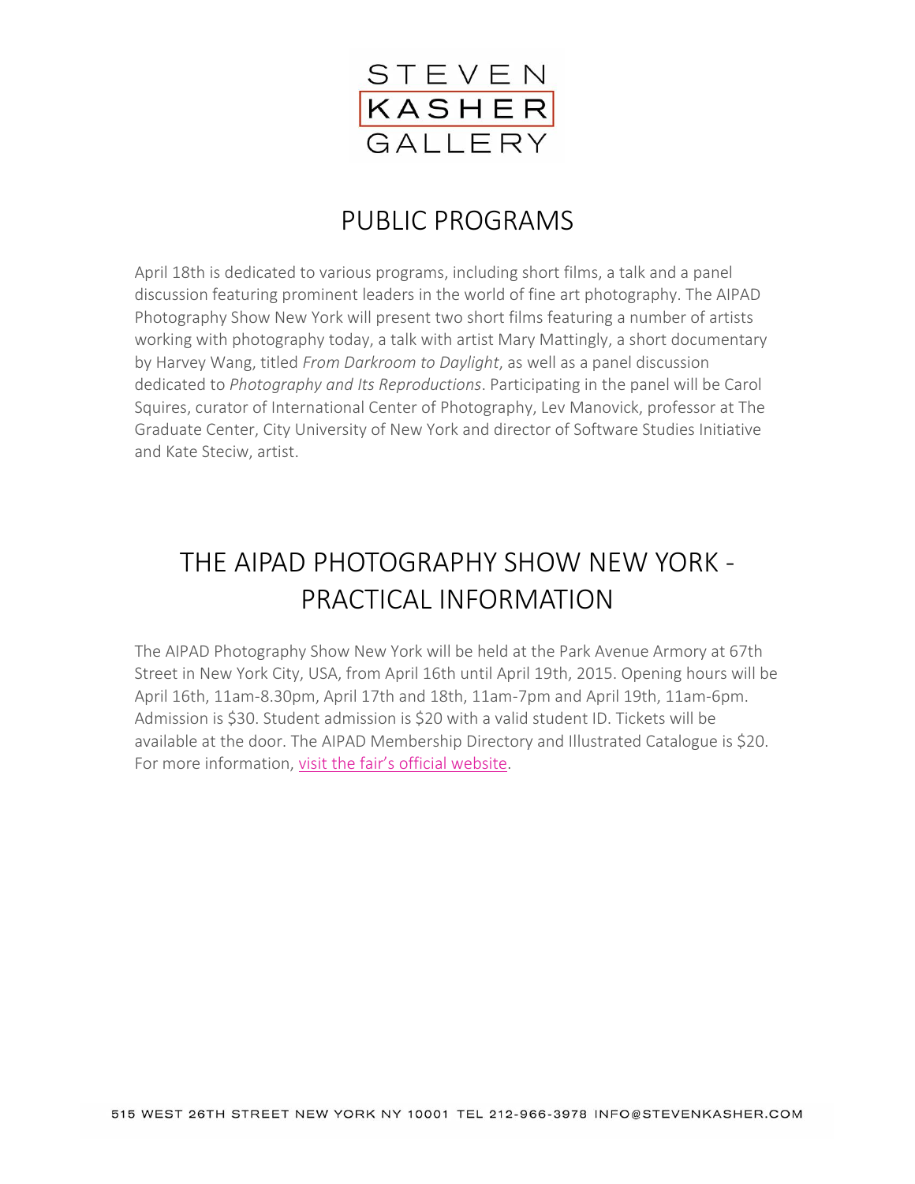# STEVEN KASHER GALLERY

## PUBLIC PROGRAMS

April 18th is dedicated to various programs, including short films, a talk and a panel discussion featuring prominent leaders in the world of fine art photography. The AIPAD Photography Show New York will present two short films featuring a number of artists working with photography today, a talk with artist Mary Mattingly, a short documentary by Harvey Wang, titled *From Darkroom to Daylight*, as well as a panel discussion dedicated to *Photography and Its Reproductions*. Participating in the panel will be Carol Squires, curator of International Center of Photography, Lev Manovick, professor at The Graduate Center, City University of New York and director of Software Studies Initiative and Kate Steciw, artist.

## THE AIPAD PHOTOGRAPHY SHOW NEW YORK - PRACTICAL INFORMATION

The AIPAD Photography Show New York will be held at the Park Avenue Armory at 67th Street in New York City, USA, from April 16th until April 19th, 2015. Opening hours will be April 16th, 11am-8.30pm, April 17th and 18th, 11am-7pm and April 19th, 11am-6pm. Admission is $30. Student admission is $20 with a valid student ID. Tickets will be available at the door. The AIPAD Membership Directory and Illustrated Catalogue is $20. For more information, visit the fair's official website.

515 WEST 26TH STREET NEW YORK NY 10001 TEL 212-966-3978 INFO@STEVENKASHER.COM